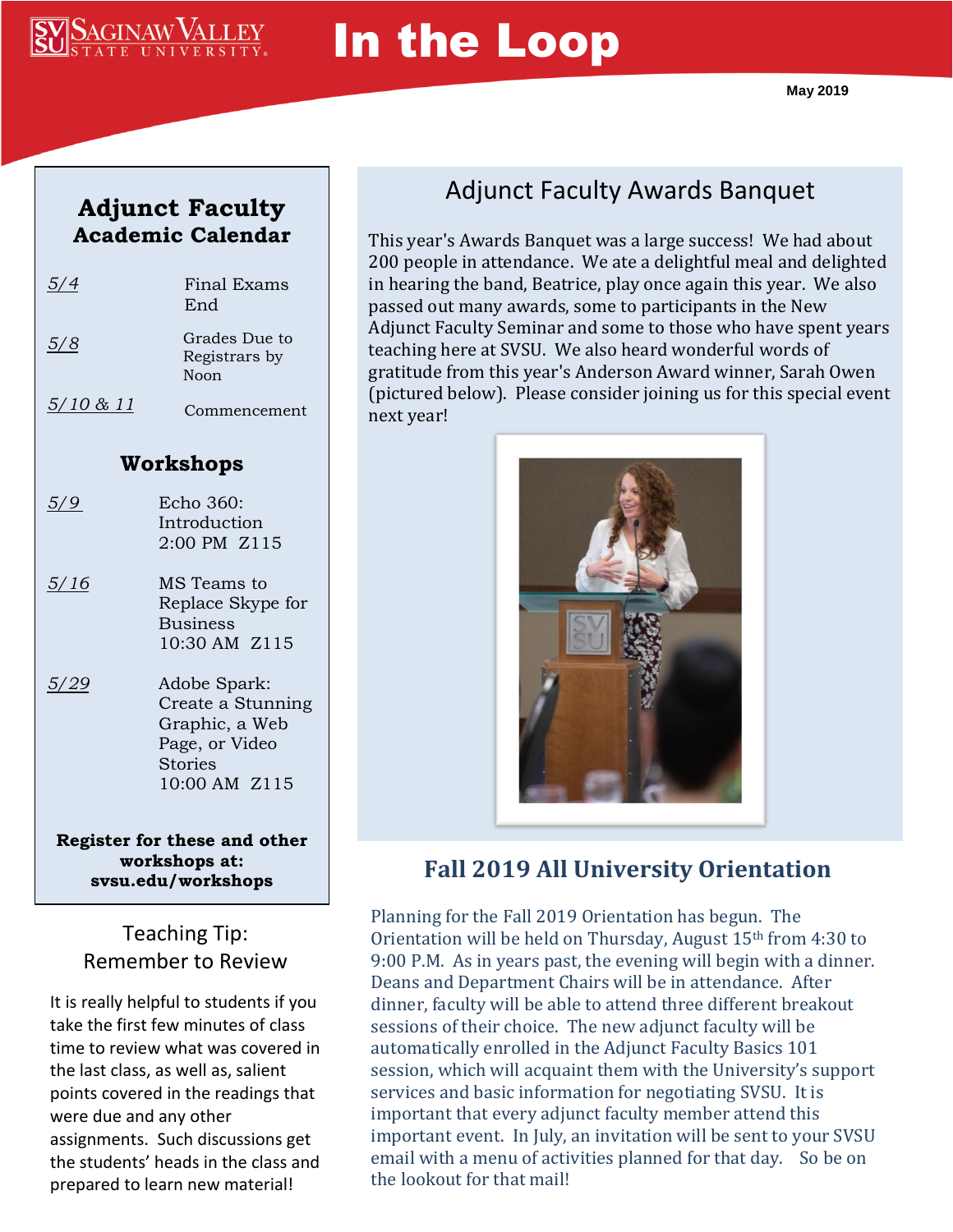# In the Loop

May 2019

## Adjunct Faculty Academic Calendar

| | |
|---|---|
| 5/4 | Final Exams End |
| 5/8 | Grades Due to Registrars by Noon |
| 5/10 & 11 | Commencement |

### Workshops

| | |
|---|---|
| 5/9 | Echo 360: Introduction 2:00 PM Z115 |
| 5/16 | MS Teams to Replace Skype for Business 10:30 AM Z115 |
| 5/29 | Adobe Spark: Create a Stunning Graphic, a Web Page, or Video Stories 10:00 AM Z115 |

**Register for these and other workshops at: svsu.edu/workshops**

## Teaching Tip: Remember to Review

It is really helpful to students if you take the first few minutes of class time to review what was covered in the last class, as well as, salient points covered in the readings that were due and any other assignments. Such discussions get the students' heads in the class and prepared to learn new material!

## Adjunct Faculty Awards Banquet

This year's Awards Banquet was a large success! We had about 200 people in attendance. We ate a delightful meal and delighted in hearing the band, Beatrice, play once again this year. We also passed out many awards, some to participants in the New Adjunct Faculty Seminar and some to those who have spent years teaching here at SVSU. We also heard wonderful words of gratitude from this year's Anderson Award winner, Sarah Owen (pictured below). Please consider joining us for this special event next year!

## Fall 2019 All University Orientation

Planning for the Fall 2019 Orientation has begun. The Orientation will be held on Thursday, August 15th from 4:30 to 9:00 P.M. As in years past, the evening will begin with a dinner. Deans and Department Chairs will be in attendance. After dinner, faculty will be able to attend three different breakout sessions of their choice. The new adjunct faculty will be automatically enrolled in the Adjunct Faculty Basics 101 session, which will acquaint them with the University's support services and basic information for negotiating SVSU. It is important that every adjunct faculty member attend this important event. In July, an invitation will be sent to your SVSU email with a menu of activities planned for that day. So be on the lookout for that mail!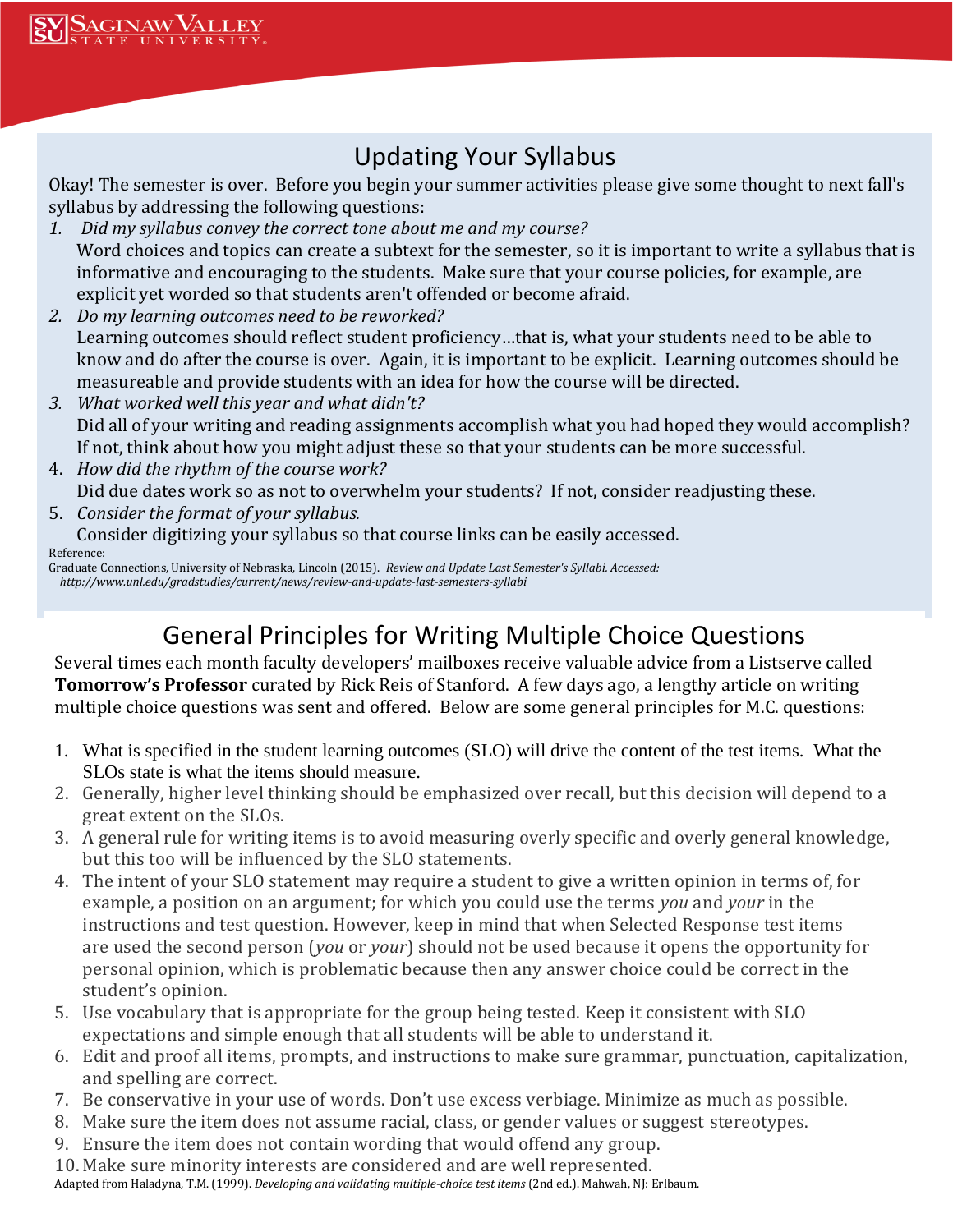## Updating Your Syllabus

Okay! The semester is over. Before you begin your summer activities please give some thought to next fall's syllabus by addressing the following questions:

1. *Did my syllabus convey the correct tone about me and my course?*
   Word choices and topics can create a subtext for the semester, so it is important to write a syllabus that is informative and encouraging to the students. Make sure that your course policies, for example, are explicit yet worded so that students aren't offended or become afraid.
2. *Do my learning outcomes need to be reworked?*
   Learning outcomes should reflect student proficiency…that is, what your students need to be able to know and do after the course is over. Again, it is important to be explicit. Learning outcomes should be measureable and provide students with an idea for how the course will be directed.
3. *What worked well this year and what didn't?*
   Did all of your writing and reading assignments accomplish what you had hoped they would accomplish? If not, think about how you might adjust these so that your students can be more successful.
4. *How did the rhythm of the course work?*
   Did due dates work so as not to overwhelm your students? If not, consider readjusting these.
5. *Consider the format of your syllabus.*
   Consider digitizing your syllabus so that course links can be easily accessed.

Reference:
Graduate Connections, University of Nebraska, Lincoln (2015). *Review and Update Last Semester's Syllabi. Accessed: http://www.unl.edu/gradstudies/current/news/review-and-update-last-semesters-syllabi*

## General Principles for Writing Multiple Choice Questions

Several times each month faculty developers' mailboxes receive valuable advice from a Listserve called **Tomorrow's Professor** curated by Rick Reis of Stanford. A few days ago, a lengthy article on writing multiple choice questions was sent and offered. Below are some general principles for M.C. questions:

1. What is specified in the student learning outcomes (SLO) will drive the content of the test items. What the SLOs state is what the items should measure.
2. Generally, higher level thinking should be emphasized over recall, but this decision will depend to a great extent on the SLOs.
3. A general rule for writing items is to avoid measuring overly specific and overly general knowledge, but this too will be influenced by the SLO statements.
4. The intent of your SLO statement may require a student to give a written opinion in terms of, for example, a position on an argument; for which you could use the terms *you* and *your* in the instructions and test question. However, keep in mind that when Selected Response test items are used the second person (*you* or *your*) should not be used because it opens the opportunity for personal opinion, which is problematic because then any answer choice could be correct in the student's opinion.
5. Use vocabulary that is appropriate for the group being tested. Keep it consistent with SLO expectations and simple enough that all students will be able to understand it.
6. Edit and proof all items, prompts, and instructions to make sure grammar, punctuation, capitalization, and spelling are correct.
7. Be conservative in your use of words. Don't use excess verbiage. Minimize as much as possible.
8. Make sure the item does not assume racial, class, or gender values or suggest stereotypes.
9. Ensure the item does not contain wording that would offend any group.
10. Make sure minority interests are considered and are well represented.

Adapted from Haladyna, T.M. (1999). *Developing and validating multiple-choice test items* (2nd ed.). Mahwah, NJ: Erlbaum.